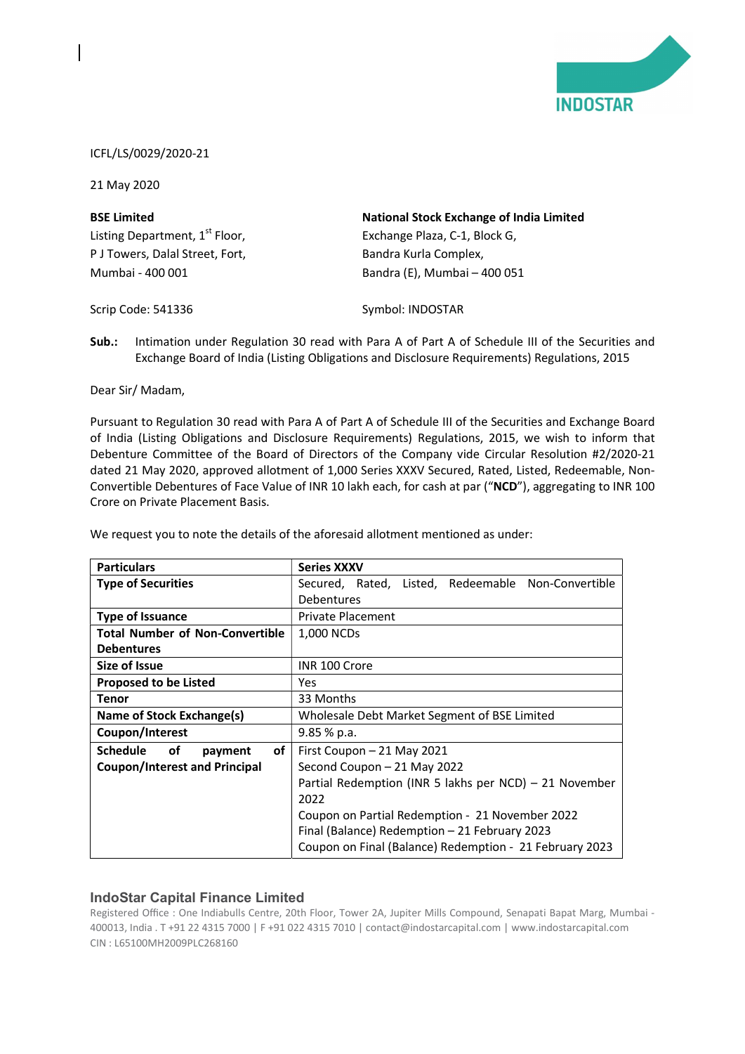INDOSTAR

ICFL/LS/0029/2020-21

21 May 2020

**BSE Limited**
Listing Department, 1st Floor,
P J Towers, Dalal Street, Fort,
Mumbai - 400 001

Scrip Code: 541336

**National Stock Exchange of India Limited**
Exchange Plaza, C-1, Block G,
Bandra Kurla Complex,
Bandra (E), Mumbai – 400 051

Symbol: INDOSTAR

**Sub.:** Intimation under Regulation 30 read with Para A of Part A of Schedule III of the Securities and Exchange Board of India (Listing Obligations and Disclosure Requirements) Regulations, 2015

Dear Sir/ Madam,

Pursuant to Regulation 30 read with Para A of Part A of Schedule III of the Securities and Exchange Board of India (Listing Obligations and Disclosure Requirements) Regulations, 2015, we wish to inform that Debenture Committee of the Board of Directors of the Company vide Circular Resolution #2/2020-21 dated 21 May 2020, approved allotment of 1,000 Series XXXV Secured, Rated, Listed, Redeemable, Non-Convertible Debentures of Face Value of INR 10 lakh each, for cash at par ("**NCD**"), aggregating to INR 100 Crore on Private Placement Basis.

We request you to note the details of the aforesaid allotment mentioned as under:

| **Particulars** | **Series XXXV** |
|---|---|
| **Type of Securities** | Secured, Rated, Listed, Redeemable Non-Convertible Debentures |
| **Type of Issuance** | Private Placement |
| **Total Number of Non-Convertible Debentures** | 1,000 NCDs |
| **Size of Issue** | INR 100 Crore |
| **Proposed to be Listed** | Yes |
| **Tenor** | 33 Months |
| **Name of Stock Exchange(s)** | Wholesale Debt Market Segment of BSE Limited |
| **Coupon/Interest** | 9.85 % p.a. |
| **Schedule of payment of Coupon/Interest and Principal** | First Coupon – 21 May 2021<br>Second Coupon – 21 May 2022<br>Partial Redemption (INR 5 lakhs per NCD) – 21 November 2022<br>Coupon on Partial Redemption - 21 November 2022<br>Final (Balance) Redemption – 21 February 2023<br>Coupon on Final (Balance) Redemption - 21 February 2023 |

**IndoStar Capital Finance Limited**
Registered Office : One Indiabulls Centre, 20th Floor, Tower 2A, Jupiter Mills Compound, Senapati Bapat Marg, Mumbai - 400013, India . T +91 22 4315 7000 | F +91 022 4315 7010 | contact@indostarcapital.com | www.indostarcapital.com
CIN : L65100MH2009PLC268160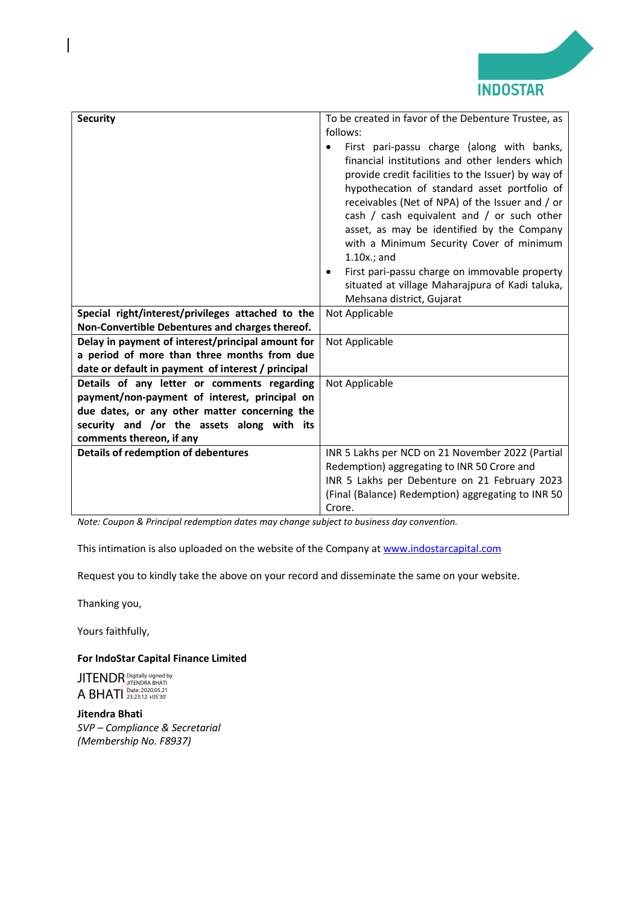| | |
|---|---|
| **Security** | To be created in favor of the Debenture Trustee, as follows:<br>• First pari-passu charge (along with banks, financial institutions and other lenders which provide credit facilities to the Issuer) by way of hypothecation of standard asset portfolio of receivables (Net of NPA) of the Issuer and / or cash / cash equivalent and / or such other asset, as may be identified by the Company with a Minimum Security Cover of minimum 1.10x.; and<br>• First pari-passu charge on immovable property situated at village Maharajpura of Kadi taluka, Mehsana district, Gujarat |
| **Special right/interest/privileges attached to the Non-Convertible Debentures and charges thereof.** | Not Applicable |
| **Delay in payment of interest/principal amount for a period of more than three months from due date or default in payment of interest / principal** | Not Applicable |
| **Details of any letter or comments regarding payment/non-payment of interest, principal on due dates, or any other matter concerning the security and /or the assets along with its comments thereon, if any** | Not Applicable |
| **Details of redemption of debentures** | INR 5 Lakhs per NCD on 21 November 2022 (Partial Redemption) aggregating to INR 50 Crore and INR 5 Lakhs per Debenture on 21 February 2023 (Final (Balance) Redemption) aggregating to INR 50 Crore. |

*Note: Coupon & Principal redemption dates may change subject to business day convention.*

This intimation is also uploaded on the website of the Company at www.indostarcapital.com

Request you to kindly take the above on your record and disseminate the same on your website.

Thanking you,

Yours faithfully,

**For IndoStar Capital Finance Limited**

JITENDRA BHATI
Digitally signed by JITENDRA BHATI
Date: 2020.05.21 23:23:12 +05'30'

**Jitendra Bhati**
*SVP – Compliance & Secretarial*
*(Membership No. F8937)*